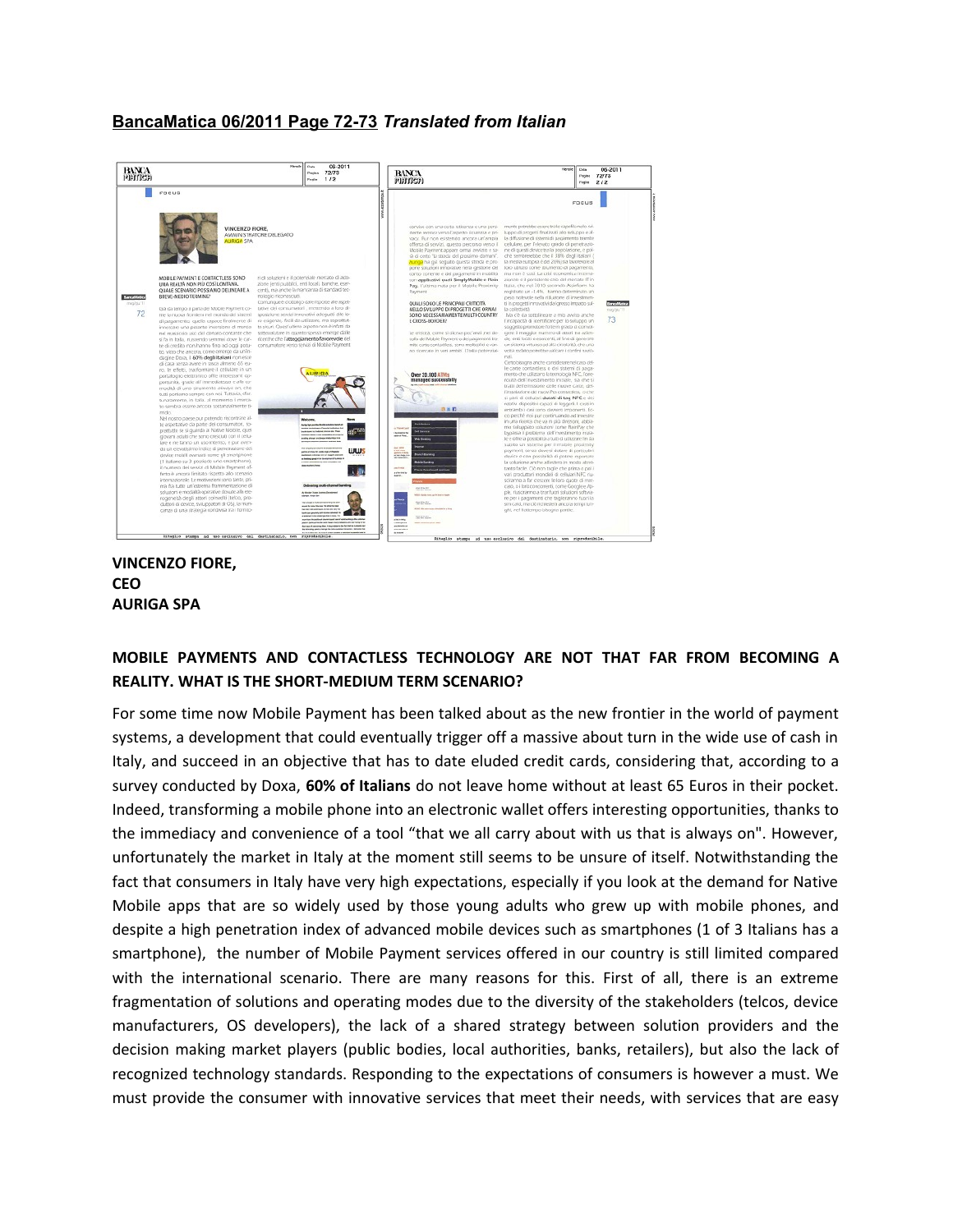**BancaMatica 06/2011 Page 72-73** ***Translated from Italian***

**VINCENZO FIORE,**
**CEO**
**AURIGA SPA**

**MOBILE PAYMENTS AND CONTACTLESS TECHNOLOGY ARE NOT THAT FAR FROM BECOMING A REALITY. WHAT IS THE SHORT-MEDIUM TERM SCENARIO?**

For some time now Mobile Payment has been talked about as the new frontier in the world of payment systems, a development that could eventually trigger off a massive about turn in the wide use of cash in Italy, and succeed in an objective that has to date eluded credit cards, considering that, according to a survey conducted by Doxa, **60% of Italians** do not leave home without at least 65 Euros in their pocket. Indeed, transforming a mobile phone into an electronic wallet offers interesting opportunities, thanks to the immediacy and convenience of a tool "that we all carry about with us that is always on". However, unfortunately the market in Italy at the moment still seems to be unsure of itself. Notwithstanding the fact that consumers in Italy have very high expectations, especially if you look at the demand for Native Mobile apps that are so widely used by those young adults who grew up with mobile phones, and despite a high penetration index of advanced mobile devices such as smartphones (1 of 3 Italians has a smartphone), the number of Mobile Payment services offered in our country is still limited compared with the international scenario. There are many reasons for this. First of all, there is an extreme fragmentation of solutions and operating modes due to the diversity of the stakeholders (telcos, device manufacturers, OS developers), the lack of a shared strategy between solution providers and the decision making market players (public bodies, local authorities, banks, retailers), but also the lack of recognized technology standards. Responding to the expectations of consumers is however a must. We must provide the consumer with innovative services that meet their needs, with services that are easy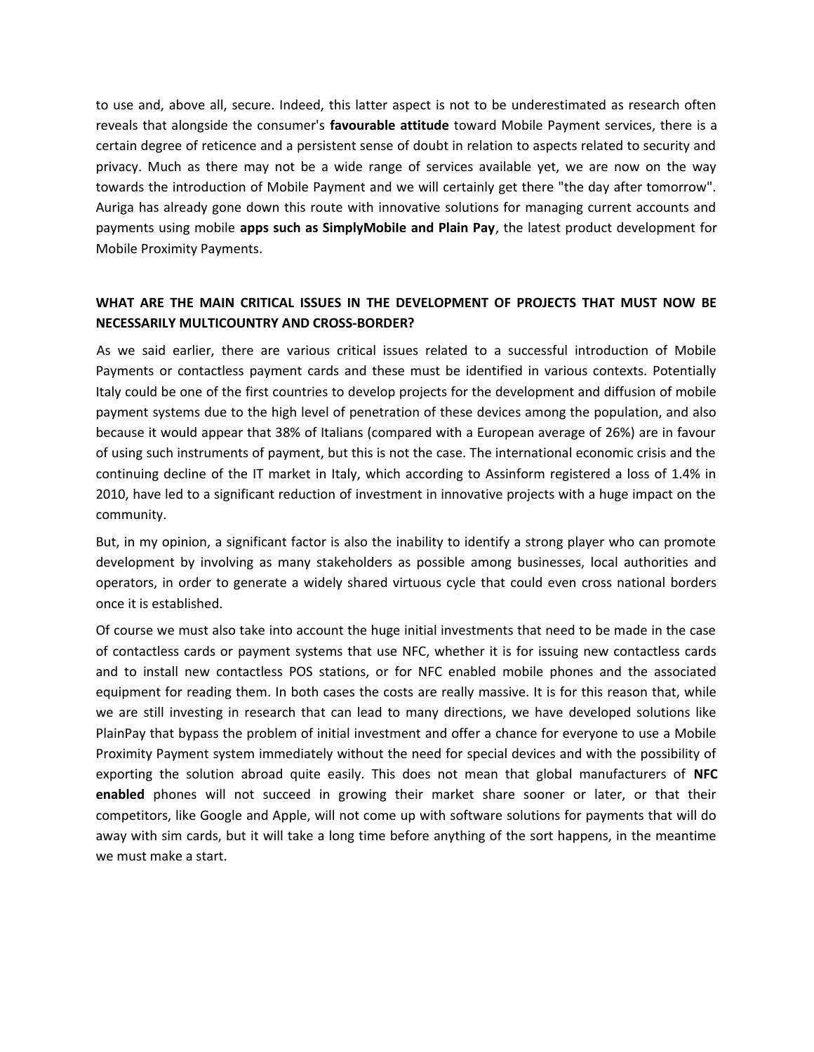to use and, above all, secure. Indeed, this latter aspect is not to be underestimated as research often reveals that alongside the consumer's **favourable attitude** toward Mobile Payment services, there is a certain degree of reticence and a persistent sense of doubt in relation to aspects related to security and privacy. Much as there may not be a wide range of services available yet, we are now on the way towards the introduction of Mobile Payment and we will certainly get there "the day after tomorrow". Auriga has already gone down this route with innovative solutions for managing current accounts and payments using mobile **apps such as SimplyMobile and Plain Pay**, the latest product development for Mobile Proximity Payments.

**WHAT ARE THE MAIN CRITICAL ISSUES IN THE DEVELOPMENT OF PROJECTS THAT MUST NOW BE NECESSARILY MULTICOUNTRY AND CROSS-BORDER?**

As we said earlier, there are various critical issues related to a successful introduction of Mobile Payments or contactless payment cards and these must be identified in various contexts. Potentially Italy could be one of the first countries to develop projects for the development and diffusion of mobile payment systems due to the high level of penetration of these devices among the population, and also because it would appear that 38% of Italians (compared with a European average of 26%) are in favour of using such instruments of payment, but this is not the case. The international economic crisis and the continuing decline of the IT market in Italy, which according to Assinform registered a loss of 1.4% in 2010, have led to a significant reduction of investment in innovative projects with a huge impact on the community.

But, in my opinion, a significant factor is also the inability to identify a strong player who can promote development by involving as many stakeholders as possible among businesses, local authorities and operators, in order to generate a widely shared virtuous cycle that could even cross national borders once it is established.

Of course we must also take into account the huge initial investments that need to be made in the case of contactless cards or payment systems that use NFC, whether it is for issuing new contactless cards and to install new contactless POS stations, or for NFC enabled mobile phones and the associated equipment for reading them. In both cases the costs are really massive. It is for this reason that, while we are still investing in research that can lead to many directions, we have developed solutions like PlainPay that bypass the problem of initial investment and offer a chance for everyone to use a Mobile Proximity Payment system immediately without the need for special devices and with the possibility of exporting the solution abroad quite easily. This does not mean that global manufacturers of **NFC enabled** phones will not succeed in growing their market share sooner or later, or that their competitors, like Google and Apple, will not come up with software solutions for payments that will do away with sim cards, but it will take a long time before anything of the sort happens, in the meantime we must make a start.